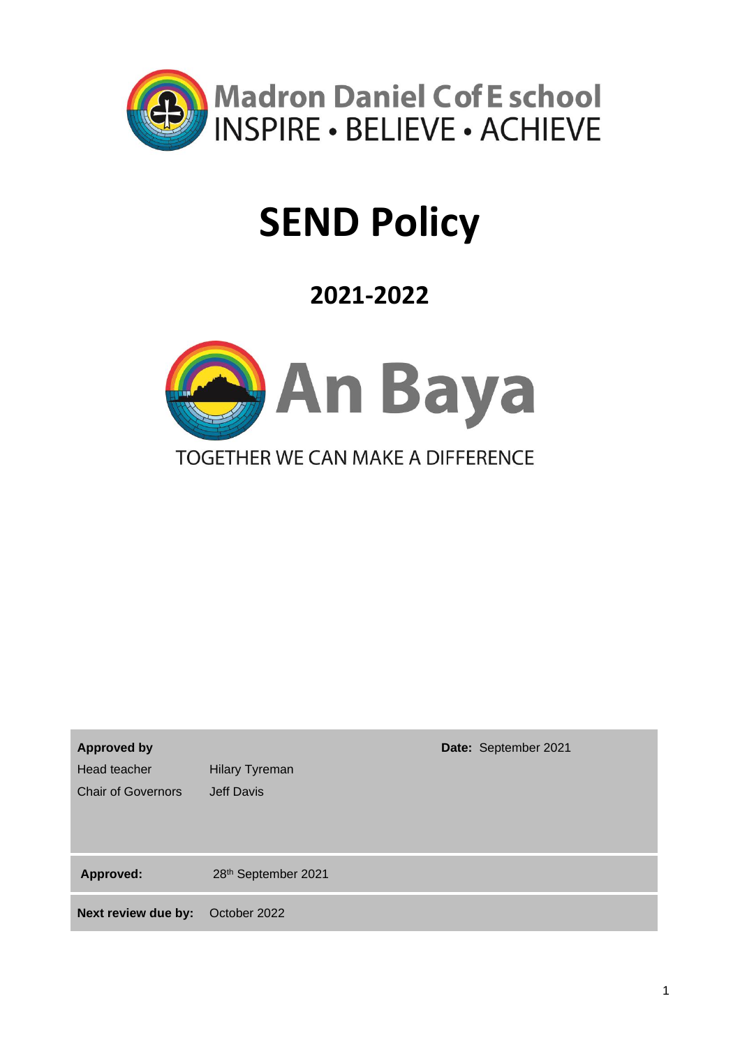Madron Daniel C of E school
INSPIRE • BELIEVE • ACHIEVE

# SEND Policy

## 2021-2022

An Baya

TOGETHER WE CAN MAKE A DIFFERENCE

| **Approved by** | | **Date:** September 2021 |
|---|---|---|
| Head teacher | Hilary Tyreman | |
| Chair of Governors | Jeff Davis | |
| **Approved:** | 28th September 2021 | |
| **Next review due by:** | October 2022 | |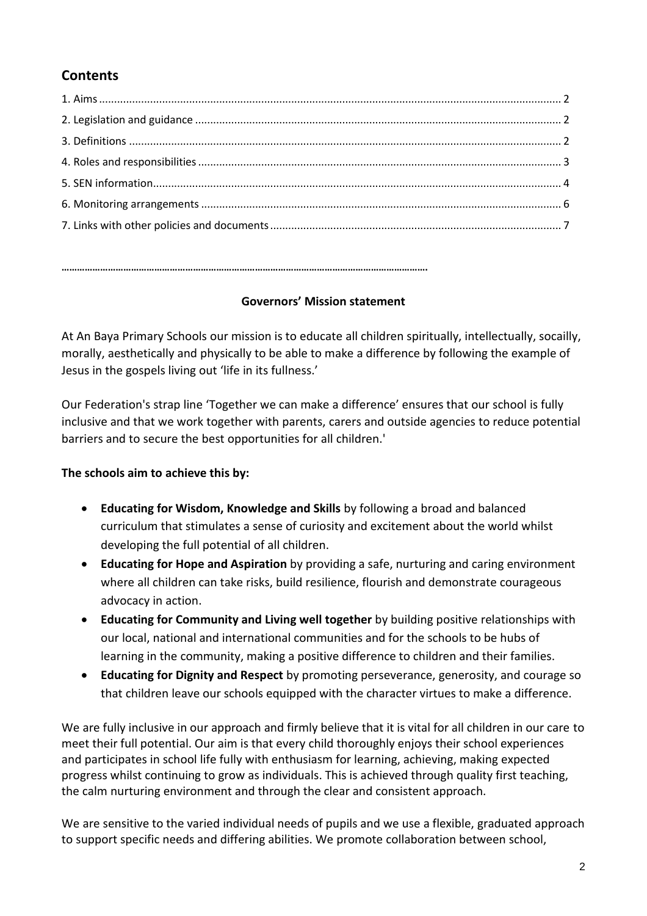## Contents

1. Aims ........................................................................................................................................ 2
2. Legislation and guidance ........................................................................................................ 2
3. Definitions .............................................................................................................................. 2
4. Roles and responsibilities ....................................................................................................... 3
5. SEN information ...................................................................................................................... 4
6. Monitoring arrangements ...................................................................................................... 6
7. Links with other policies and documents ................................................................................ 7

**……………………………………………………………………………………………………………………**

**Governors' Mission statement**

At An Baya Primary Schools our mission is to educate all children spiritually, intellectually, socailly, morally, aesthetically and physically to be able to make a difference by following the example of Jesus in the gospels living out 'life in its fullness.'

Our Federation's strap line 'Together we can make a difference' ensures that our school is fully inclusive and that we work together with parents, carers and outside agencies to reduce potential barriers and to secure the best opportunities for all children.'

**The schools aim to achieve this by:**

- **Educating for Wisdom, Knowledge and Skills** by following a broad and balanced curriculum that stimulates a sense of curiosity and excitement about the world whilst developing the full potential of all children.
- **Educating for Hope and Aspiration** by providing a safe, nurturing and caring environment where all children can take risks, build resilience, flourish and demonstrate courageous advocacy in action.
- **Educating for Community and Living well together** by building positive relationships with our local, national and international communities and for the schools to be hubs of learning in the community, making a positive difference to children and their families.
- **Educating for Dignity and Respect** by promoting perseverance, generosity, and courage so that children leave our schools equipped with the character virtues to make a difference.

We are fully inclusive in our approach and firmly believe that it is vital for all children in our care to meet their full potential. Our aim is that every child thoroughly enjoys their school experiences and participates in school life fully with enthusiasm for learning, achieving, making expected progress whilst continuing to grow as individuals. This is achieved through quality first teaching, the calm nurturing environment and through the clear and consistent approach.

We are sensitive to the varied individual needs of pupils and we use a flexible, graduated approach to support specific needs and differing abilities. We promote collaboration between school,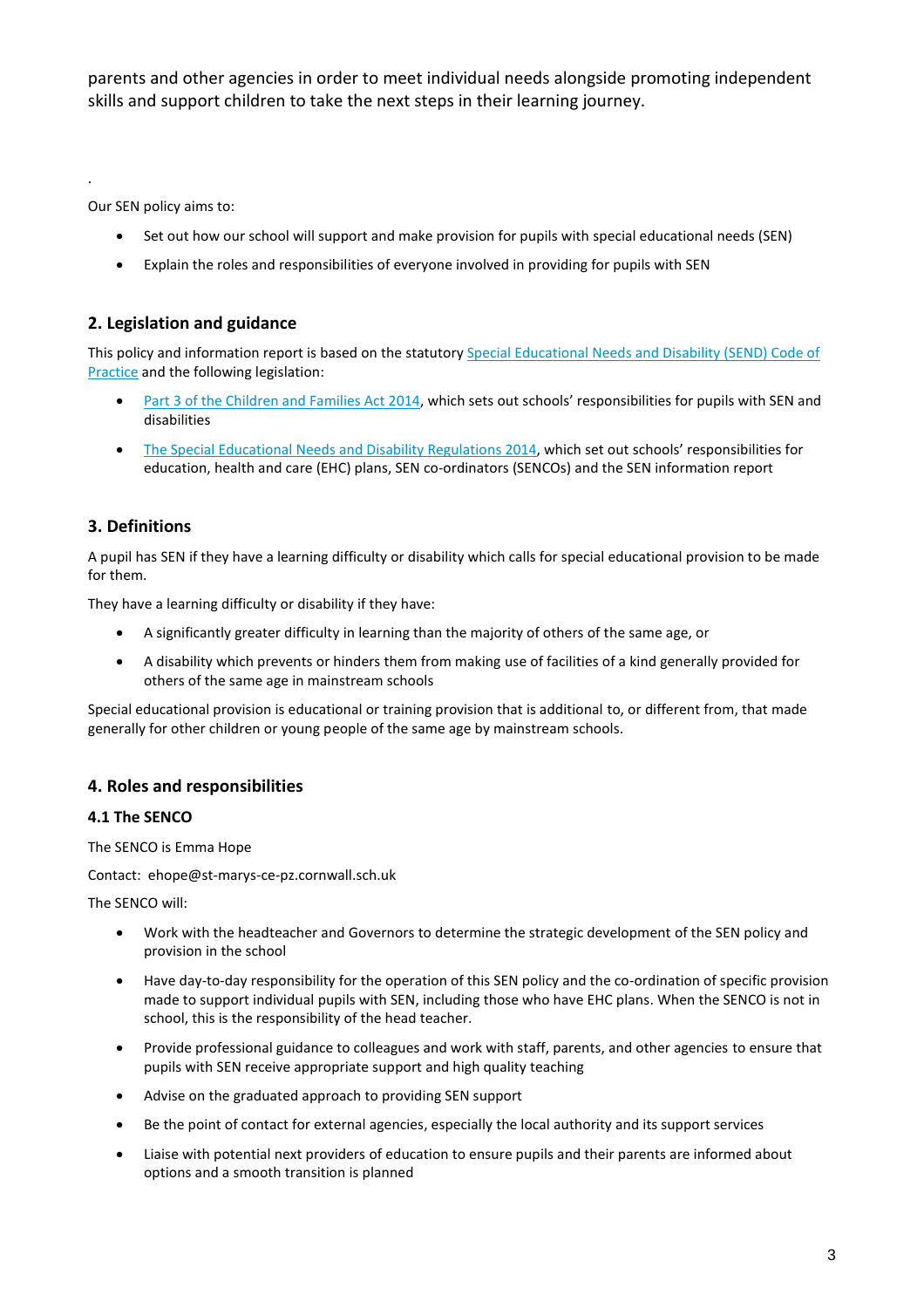parents and other agencies in order to meet individual needs alongside promoting independent skills and support children to take the next steps in their learning journey.

.

Our SEN policy aims to:

- Set out how our school will support and make provision for pupils with special educational needs (SEN)
- Explain the roles and responsibilities of everyone involved in providing for pupils with SEN

## 2. Legislation and guidance

This policy and information report is based on the statutory Special Educational Needs and Disability (SEND) Code of Practice and the following legislation:

- Part 3 of the Children and Families Act 2014, which sets out schools' responsibilities for pupils with SEN and disabilities
- The Special Educational Needs and Disability Regulations 2014, which set out schools' responsibilities for education, health and care (EHC) plans, SEN co-ordinators (SENCOs) and the SEN information report

## 3. Definitions

A pupil has SEN if they have a learning difficulty or disability which calls for special educational provision to be made for them.

They have a learning difficulty or disability if they have:

- A significantly greater difficulty in learning than the majority of others of the same age, or
- A disability which prevents or hinders them from making use of facilities of a kind generally provided for others of the same age in mainstream schools

Special educational provision is educational or training provision that is additional to, or different from, that made generally for other children or young people of the same age by mainstream schools.

## 4. Roles and responsibilities

### 4.1 The SENCO

The SENCO is Emma Hope

Contact: ehope@st-marys-ce-pz.cornwall.sch.uk

The SENCO will:

- Work with the headteacher and Governors to determine the strategic development of the SEN policy and provision in the school
- Have day-to-day responsibility for the operation of this SEN policy and the co-ordination of specific provision made to support individual pupils with SEN, including those who have EHC plans. When the SENCO is not in school, this is the responsibility of the head teacher.
- Provide professional guidance to colleagues and work with staff, parents, and other agencies to ensure that pupils with SEN receive appropriate support and high quality teaching
- Advise on the graduated approach to providing SEN support
- Be the point of contact for external agencies, especially the local authority and its support services
- Liaise with potential next providers of education to ensure pupils and their parents are informed about options and a smooth transition is planned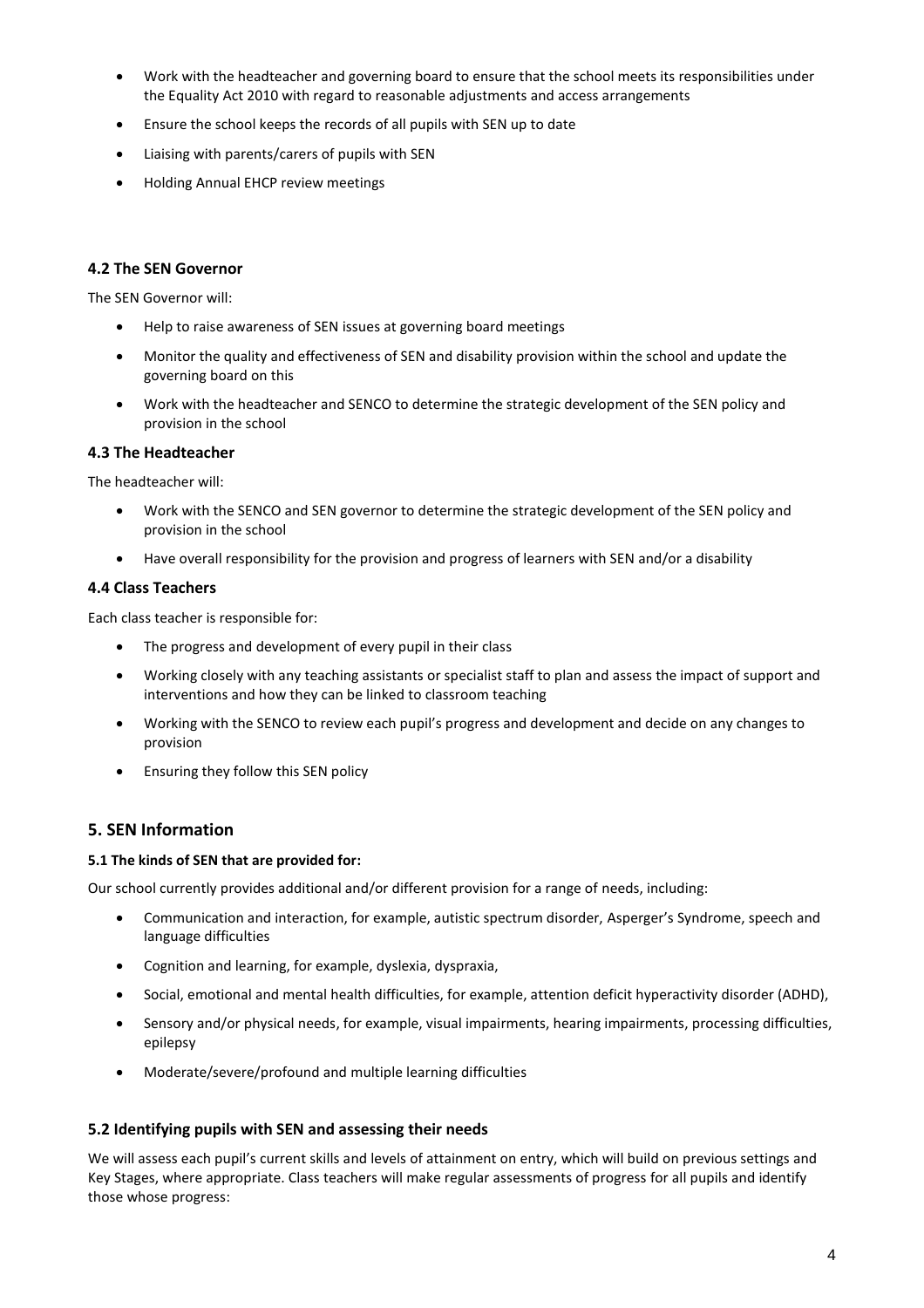- Work with the headteacher and governing board to ensure that the school meets its responsibilities under the Equality Act 2010 with regard to reasonable adjustments and access arrangements
- Ensure the school keeps the records of all pupils with SEN up to date
- Liaising with parents/carers of pupils with SEN
- Holding Annual EHCP review meetings

### 4.2 The SEN Governor

The SEN Governor will:

- Help to raise awareness of SEN issues at governing board meetings
- Monitor the quality and effectiveness of SEN and disability provision within the school and update the governing board on this
- Work with the headteacher and SENCO to determine the strategic development of the SEN policy and provision in the school

### 4.3 The Headteacher

The headteacher will:

- Work with the SENCO and SEN governor to determine the strategic development of the SEN policy and provision in the school
- Have overall responsibility for the provision and progress of learners with SEN and/or a disability

### 4.4 Class Teachers

Each class teacher is responsible for:

- The progress and development of every pupil in their class
- Working closely with any teaching assistants or specialist staff to plan and assess the impact of support and interventions and how they can be linked to classroom teaching
- Working with the SENCO to review each pupil's progress and development and decide on any changes to provision
- Ensuring they follow this SEN policy

## 5. SEN Information

#### 5.1 The kinds of SEN that are provided for:

Our school currently provides additional and/or different provision for a range of needs, including:

- Communication and interaction, for example, autistic spectrum disorder, Asperger's Syndrome, speech and language difficulties
- Cognition and learning, for example, dyslexia, dyspraxia,
- Social, emotional and mental health difficulties, for example, attention deficit hyperactivity disorder (ADHD),
- Sensory and/or physical needs, for example, visual impairments, hearing impairments, processing difficulties, epilepsy
- Moderate/severe/profound and multiple learning difficulties

### 5.2 Identifying pupils with SEN and assessing their needs

We will assess each pupil's current skills and levels of attainment on entry, which will build on previous settings and Key Stages, where appropriate. Class teachers will make regular assessments of progress for all pupils and identify those whose progress: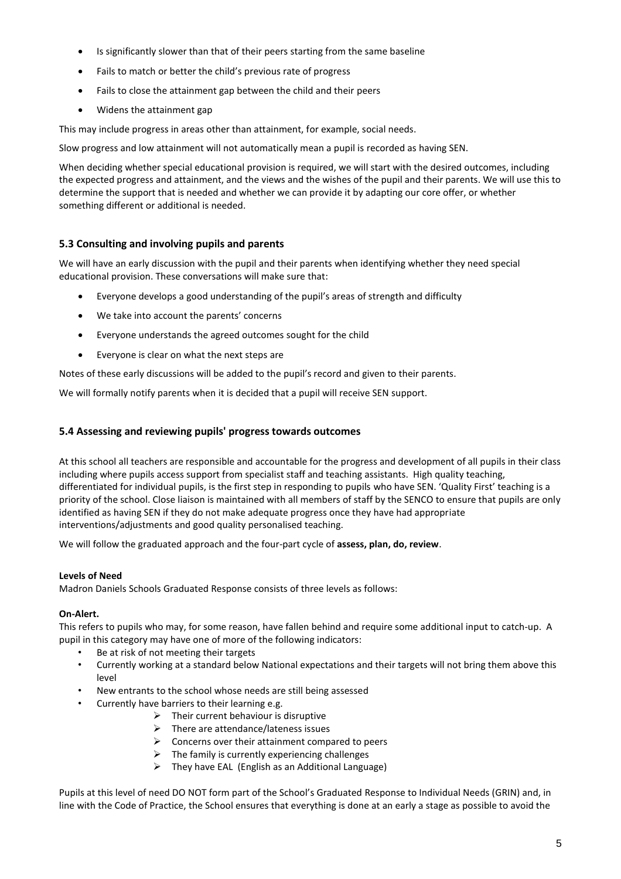- Is significantly slower than that of their peers starting from the same baseline
- Fails to match or better the child's previous rate of progress
- Fails to close the attainment gap between the child and their peers
- Widens the attainment gap

This may include progress in areas other than attainment, for example, social needs.

Slow progress and low attainment will not automatically mean a pupil is recorded as having SEN.

When deciding whether special educational provision is required, we will start with the desired outcomes, including the expected progress and attainment, and the views and the wishes of the pupil and their parents. We will use this to determine the support that is needed and whether we can provide it by adapting our core offer, or whether something different or additional is needed.

### 5.3 Consulting and involving pupils and parents

We will have an early discussion with the pupil and their parents when identifying whether they need special educational provision. These conversations will make sure that:

- Everyone develops a good understanding of the pupil's areas of strength and difficulty
- We take into account the parents' concerns
- Everyone understands the agreed outcomes sought for the child
- Everyone is clear on what the next steps are

Notes of these early discussions will be added to the pupil's record and given to their parents.

We will formally notify parents when it is decided that a pupil will receive SEN support.

### 5.4 Assessing and reviewing pupils' progress towards outcomes

At this school all teachers are responsible and accountable for the progress and development of all pupils in their class including where pupils access support from specialist staff and teaching assistants. High quality teaching, differentiated for individual pupils, is the first step in responding to pupils who have SEN. 'Quality First' teaching is a priority of the school. Close liaison is maintained with all members of staff by the SENCO to ensure that pupils are only identified as having SEN if they do not make adequate progress once they have had appropriate interventions/adjustments and good quality personalised teaching.

We will follow the graduated approach and the four-part cycle of **assess, plan, do, review**.

**Levels of Need**

Madron Daniels Schools Graduated Response consists of three levels as follows:

**On-Alert.**

This refers to pupils who may, for some reason, have fallen behind and require some additional input to catch-up. A pupil in this category may have one of more of the following indicators:

- Be at risk of not meeting their targets
- Currently working at a standard below National expectations and their targets will not bring them above this level
- New entrants to the school whose needs are still being assessed
- Currently have barriers to their learning e.g.
  - Their current behaviour is disruptive
  - There are attendance/lateness issues
  - Concerns over their attainment compared to peers
  - The family is currently experiencing challenges
  - They have EAL (English as an Additional Language)

Pupils at this level of need DO NOT form part of the School's Graduated Response to Individual Needs (GRIN) and, in line with the Code of Practice, the School ensures that everything is done at an early a stage as possible to avoid the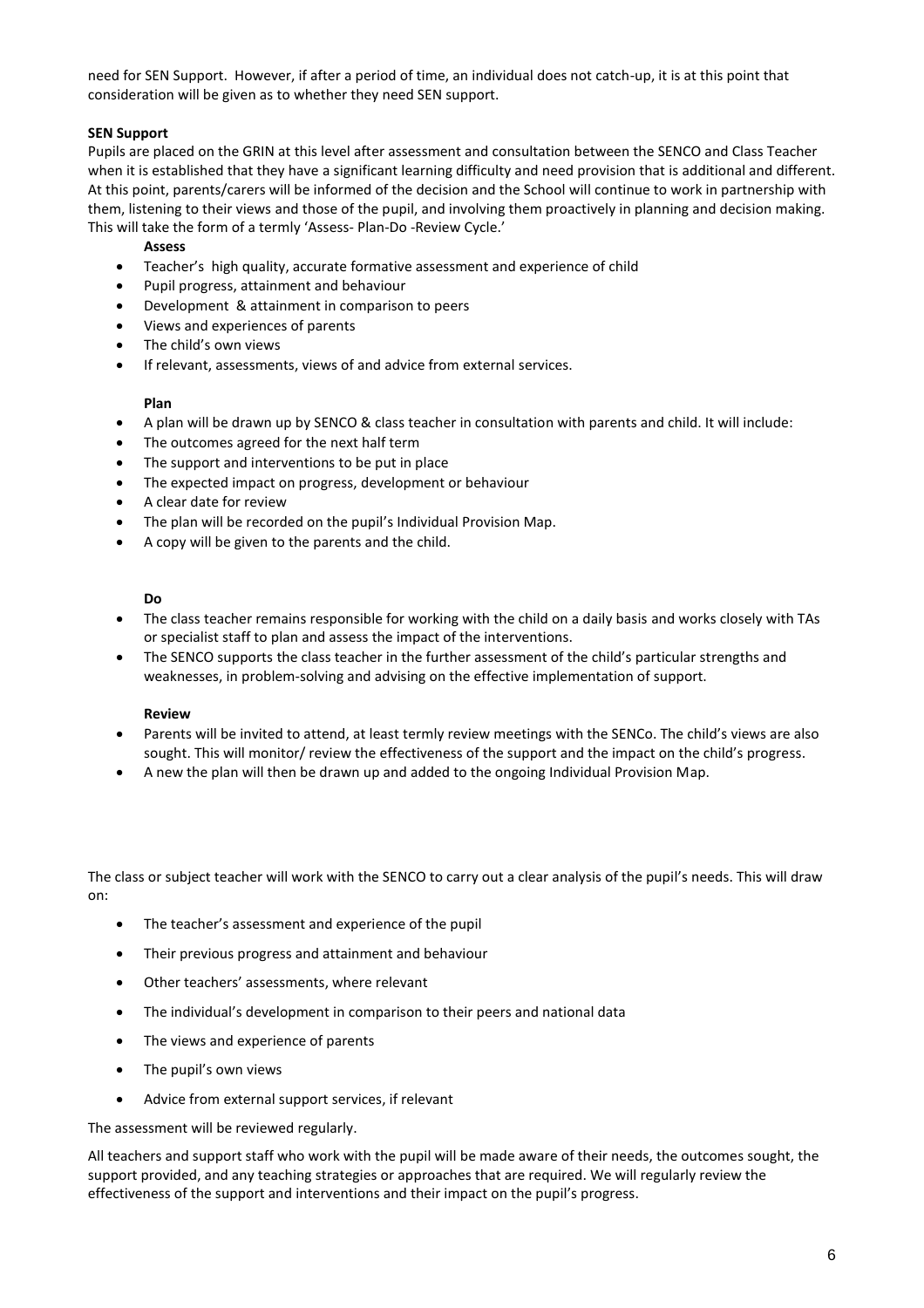need for SEN Support. However, if after a period of time, an individual does not catch-up, it is at this point that consideration will be given as to whether they need SEN support.

**SEN Support**

Pupils are placed on the GRIN at this level after assessment and consultation between the SENCO and Class Teacher when it is established that they have a significant learning difficulty and need provision that is additional and different. At this point, parents/carers will be informed of the decision and the School will continue to work in partnership with them, listening to their views and those of the pupil, and involving them proactively in planning and decision making. This will take the form of a termly 'Assess- Plan-Do -Review Cycle.'

**Assess**

- Teacher's high quality, accurate formative assessment and experience of child
- Pupil progress, attainment and behaviour
- Development & attainment in comparison to peers
- Views and experiences of parents
- The child's own views
- If relevant, assessments, views of and advice from external services.

**Plan**

- A plan will be drawn up by SENCO & class teacher in consultation with parents and child. It will include:
- The outcomes agreed for the next half term
- The support and interventions to be put in place
- The expected impact on progress, development or behaviour
- A clear date for review
- The plan will be recorded on the pupil's Individual Provision Map.
- A copy will be given to the parents and the child.

**Do**

- The class teacher remains responsible for working with the child on a daily basis and works closely with TAs or specialist staff to plan and assess the impact of the interventions.
- The SENCO supports the class teacher in the further assessment of the child's particular strengths and weaknesses, in problem-solving and advising on the effective implementation of support.

**Review**

- Parents will be invited to attend, at least termly review meetings with the SENCo. The child's views are also sought. This will monitor/ review the effectiveness of the support and the impact on the child's progress.
- A new the plan will then be drawn up and added to the ongoing Individual Provision Map.

The class or subject teacher will work with the SENCO to carry out a clear analysis of the pupil's needs. This will draw on:

- The teacher's assessment and experience of the pupil
- Their previous progress and attainment and behaviour
- Other teachers' assessments, where relevant
- The individual's development in comparison to their peers and national data
- The views and experience of parents
- The pupil's own views
- Advice from external support services, if relevant

The assessment will be reviewed regularly.

All teachers and support staff who work with the pupil will be made aware of their needs, the outcomes sought, the support provided, and any teaching strategies or approaches that are required. We will regularly review the effectiveness of the support and interventions and their impact on the pupil's progress.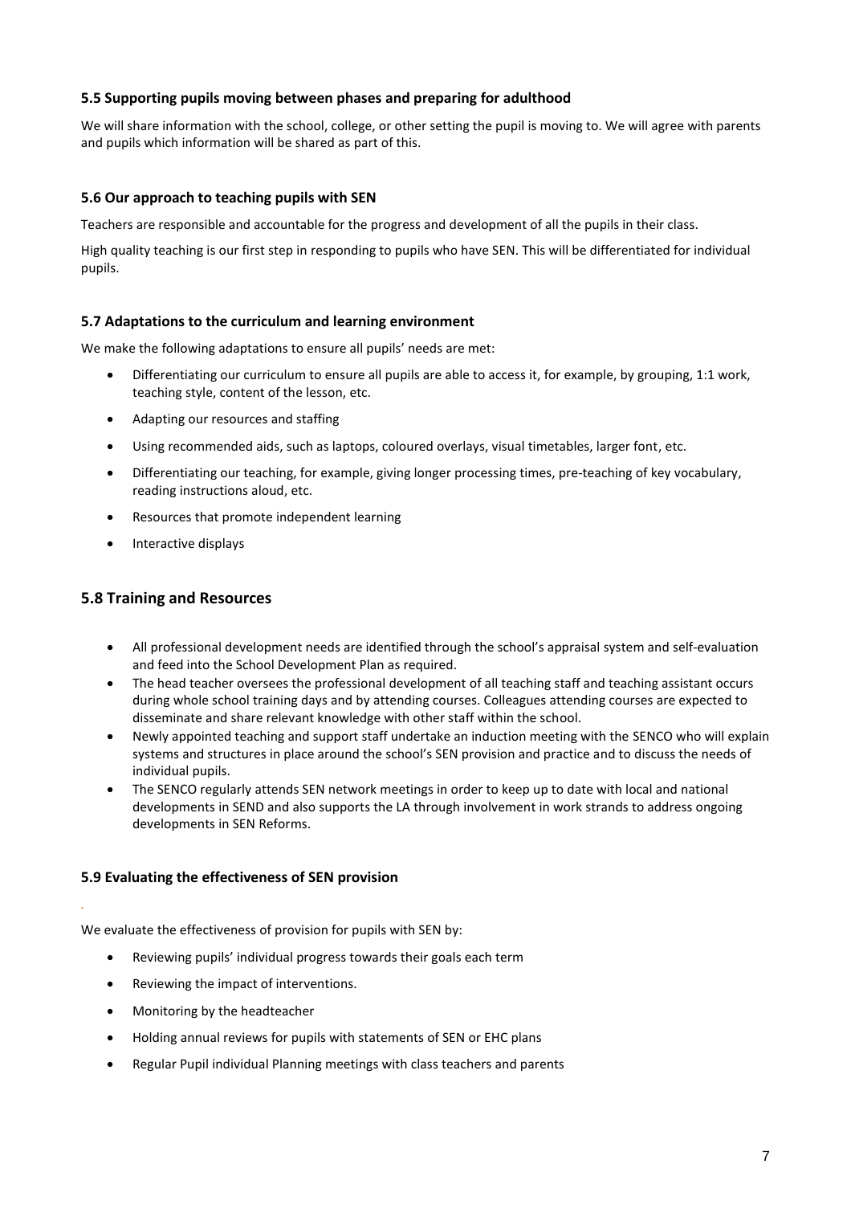### 5.5 Supporting pupils moving between phases and preparing for adulthood

We will share information with the school, college, or other setting the pupil is moving to. We will agree with parents and pupils which information will be shared as part of this.

### 5.6 Our approach to teaching pupils with SEN

Teachers are responsible and accountable for the progress and development of all the pupils in their class.

High quality teaching is our first step in responding to pupils who have SEN. This will be differentiated for individual pupils.

### 5.7 Adaptations to the curriculum and learning environment

We make the following adaptations to ensure all pupils' needs are met:

- Differentiating our curriculum to ensure all pupils are able to access it, for example, by grouping, 1:1 work, teaching style, content of the lesson, etc.
- Adapting our resources and staffing
- Using recommended aids, such as laptops, coloured overlays, visual timetables, larger font, etc.
- Differentiating our teaching, for example, giving longer processing times, pre-teaching of key vocabulary, reading instructions aloud, etc.
- Resources that promote independent learning
- Interactive displays

## 5.8 Training and Resources

- All professional development needs are identified through the school's appraisal system and self-evaluation and feed into the School Development Plan as required.
- The head teacher oversees the professional development of all teaching staff and teaching assistant occurs during whole school training days and by attending courses. Colleagues attending courses are expected to disseminate and share relevant knowledge with other staff within the school.
- Newly appointed teaching and support staff undertake an induction meeting with the SENCO who will explain systems and structures in place around the school's SEN provision and practice and to discuss the needs of individual pupils.
- The SENCO regularly attends SEN network meetings in order to keep up to date with local and national developments in SEND and also supports the LA through involvement in work strands to address ongoing developments in SEN Reforms.

### 5.9 Evaluating the effectiveness of SEN provision

We evaluate the effectiveness of provision for pupils with SEN by:

- Reviewing pupils' individual progress towards their goals each term
- Reviewing the impact of interventions.
- Monitoring by the headteacher
- Holding annual reviews for pupils with statements of SEN or EHC plans
- Regular Pupil individual Planning meetings with class teachers and parents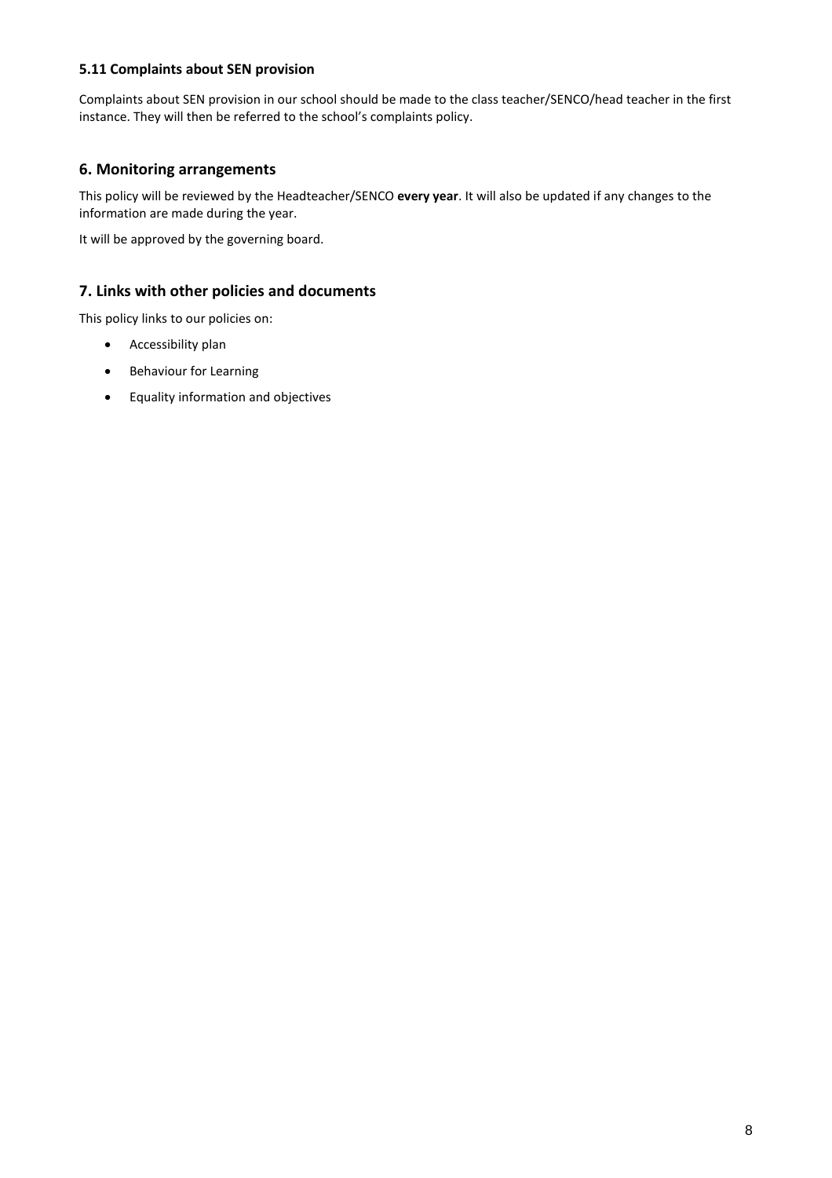### 5.11 Complaints about SEN provision

Complaints about SEN provision in our school should be made to the class teacher/SENCO/head teacher in the first instance. They will then be referred to the school's complaints policy.

## 6. Monitoring arrangements

This policy will be reviewed by the Headteacher/SENCO **every year**. It will also be updated if any changes to the information are made during the year.

It will be approved by the governing board.

## 7. Links with other policies and documents

This policy links to our policies on:

- Accessibility plan
- Behaviour for Learning
- Equality information and objectives